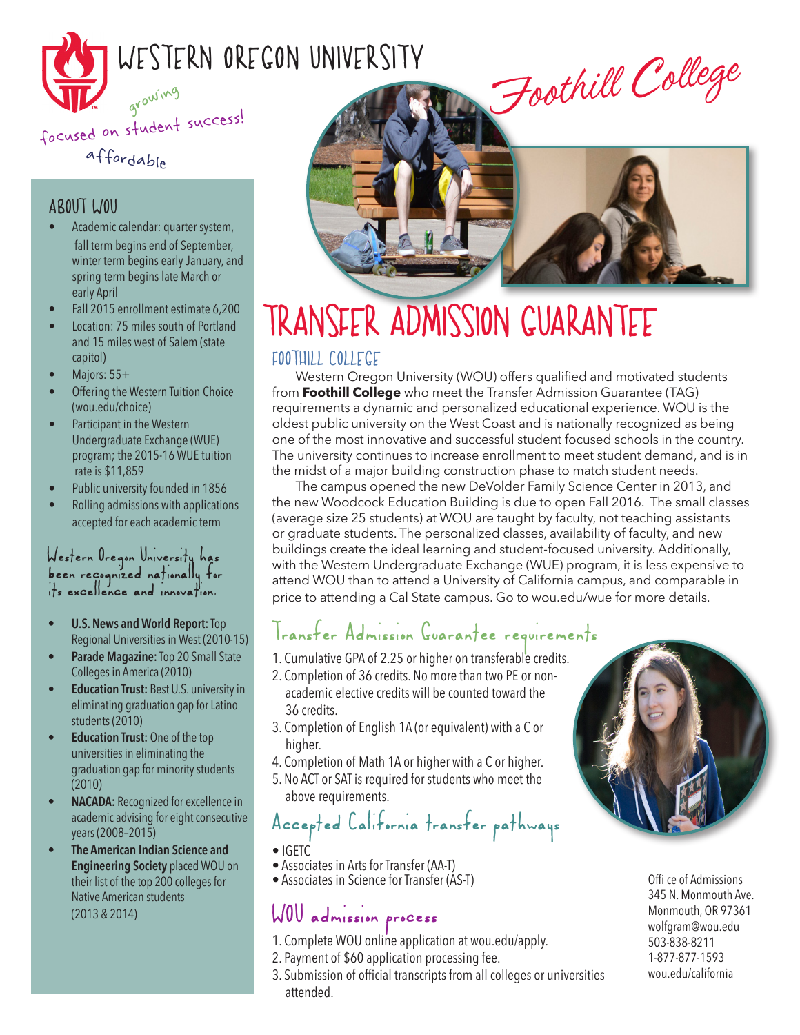# WESTERN OREGON UNIVERSITY

focused on student success! growing affordable

# Foothill College

## ABOUT WOU

- Academic calendar: quarter system, fall term begins end of September, winter term begins early January, and spring term begins late March or early April
- Fall 2015 enrollment estimate 6,200
- Location: 75 miles south of Portland and 15 miles west of Salem (state capitol)
- Majors: 55+
- Offering the Western Tuition Choice (wou.edu/choice)
- Participant in the Western Undergraduate Exchange (WUE) program; the 2015-16 WUE tuition rate is $11,859
- Public university founded in 1856
- Rolling admissions with applications accepted for each academic term

Western Oregon University has been recognized nationally for its excellence and innovation.

- **U.S. News and World Report:** Top Regional Universities in West (2010-15)
- **Parade Magazine:** Top 20 Small State Colleges in America (2010)
- **Education Trust:** Best U.S. university in eliminating graduation gap for Latino students (2010)
- **Education Trust:** One of the top universities in eliminating the graduation gap for minority students (2010)
- **NACADA:** Recognized for excellence in academic advising for eight consecutive years (2008–2015)
- **The American Indian Science and Engineering Society** placed WOU on their list of the top 200 colleges for Native American students (2013 & 2014)

# TRANSFER ADMISSION GUARANTEE

## FOOTHILL COLLEGE

Western Oregon University (WOU) offers qualified and motivated students from **Foothill College** who meet the Transfer Admission Guarantee (TAG) requirements a dynamic and personalized educational experience. WOU is the oldest public university on the West Coast and is nationally recognized as being one of the most innovative and successful student focused schools in the country. The university continues to increase enrollment to meet student demand, and is in the midst of a major building construction phase to match student needs.

The campus opened the new DeVolder Family Science Center in 2013, and the new Woodcock Education Building is due to open Fall 2016. The small classes (average size 25 students) at WOU are taught by faculty, not teaching assistants or graduate students. The personalized classes, availability of faculty, and new buildings create the ideal learning and student-focused university. Additionally, with the Western Undergraduate Exchange (WUE) program, it is less expensive to attend WOU than to attend a University of California campus, and comparable in price to attending a Cal State campus. Go to wou.edu/wue for more details.

## Transfer Admission Guarantee requirements

1. Cumulative GPA of 2.25 or higher on transferable credits.
2. Completion of 36 credits. No more than two PE or non-academic elective credits will be counted toward the 36 credits.
3. Completion of English 1A (or equivalent) with a C or higher.
4. Completion of Math 1A or higher with a C or higher.
5. No ACT or SAT is required for students who meet the above requirements.

## Accepted California transfer pathways

- IGETC
- Associates in Arts for Transfer (AA-T)
- Associates in Science for Transfer (AS-T)

## WOU admission process

1. Complete WOU online application at wou.edu/apply.
2. Payment of $60 application processing fee.
3. Submission of official transcripts from all colleges or universities attended.

Office of Admissions
345 N. Monmouth Ave.
Monmouth, OR 97361
wolfgram@wou.edu
503-838-8211
1-877-877-1593
wou.edu/california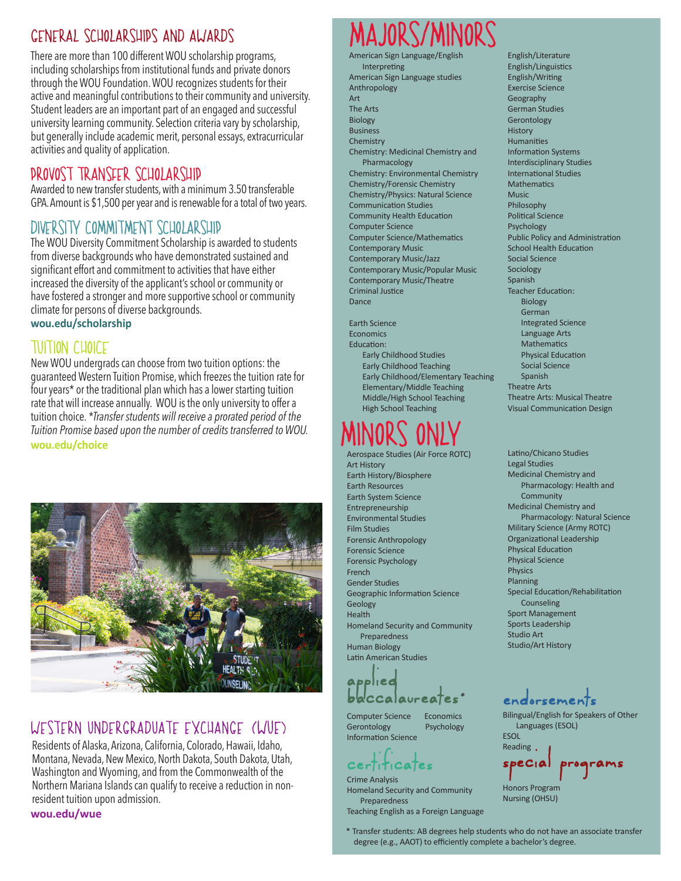## General Scholarships and Awards

There are more than 100 different WOU scholarship programs, including scholarships from institutional funds and private donors through the WOU Foundation. WOU recognizes students for their active and meaningful contributions to their community and university. Student leaders are an important part of an engaged and successful university learning community. Selection criteria vary by scholarship, but generally include academic merit, personal essays, extracurricular activities and quality of application.

## Provost Transfer Scholarship

Awarded to new transfer students, with a minimum 3.50 transferable GPA. Amount is $1,500 per year and is renewable for a total of two years.

## Diversity Commitment Scholarship

The WOU Diversity Commitment Scholarship is awarded to students from diverse backgrounds who have demonstrated sustained and significant effort and commitment to activities that have either increased the diversity of the applicant's school or community or have fostered a stronger and more supportive school or community climate for persons of diverse backgrounds.

**wou.edu/scholarship**

## Tuition Choice

New WOU undergrads can choose from two tuition options: the guaranteed Western Tuition Promise, which freezes the tuition rate for four years* or the traditional plan which has a lower starting tuition rate that will increase annually. WOU is the only university to offer a tuition choice. *\*Transfer students will receive a prorated period of the Tuition Promise based upon the number of credits transferred to WOU.*

**wou.edu/choice**

## Western Undergraduate Exchange (WUE)

Residents of Alaska, Arizona, California, Colorado, Hawaii, Idaho, Montana, Nevada, New Mexico, North Dakota, South Dakota, Utah, Washington and Wyoming, and from the Commonwealth of the Northern Mariana Islands can qualify to receive a reduction in non-resident tuition upon admission.

**wou.edu/wue**

## Majors/Minors

- American Sign Language/English Interpreting
- American Sign Language studies
- Anthropology
- Art
- The Arts
- Biology
- Business
- Chemistry
- Chemistry: Medicinal Chemistry and Pharmacology
- Chemistry: Environmental Chemistry
- Chemistry/Forensic Chemistry
- Chemistry/Physics: Natural Science
- Communication Studies
- Community Health Education
- Computer Science
- Computer Science/Mathematics
- Contemporary Music
- Contemporary Music/Jazz
- Contemporary Music/Popular Music
- Contemporary Music/Theatre
- Criminal Justice
- Dance
- Earth Science
- Economics
- Education:
  - Early Childhood Studies
  - Early Childhood Teaching
  - Early Childhood/Elementary Teaching
  - Elementary/Middle Teaching
  - Middle/High School Teaching
  - High School Teaching
- English/Literature
- English/Linguistics
- English/Writing
- Exercise Science
- Geography
- German Studies
- Gerontology
- History
- Humanities
- Information Systems
- Interdisciplinary Studies
- International Studies
- Mathematics
- Music
- Philosophy
- Political Science
- Psychology
- Public Policy and Administration
- School Health Education
- Social Science
- Sociology
- Spanish
- Teacher Education:
  - Biology
  - German
  - Integrated Science
  - Language Arts
  - Mathematics
  - Physical Education
  - Social Science
  - Spanish
- Theatre Arts
- Theatre Arts: Musical Theatre
- Visual Communication Design

## Minors Only

- Aerospace Studies (Air Force ROTC)
- Art History
- Earth History/Biosphere
- Earth Resources
- Earth System Science
- Entrepreneurship
- Environmental Studies
- Film Studies
- Forensic Anthropology
- Forensic Science
- Forensic Psychology
- French
- Gender Studies
- Geographic Information Science
- Geology
- Health
- Homeland Security and Community Preparedness
- Human Biology
- Latin American Studies
- Latino/Chicano Studies
- Legal Studies
- Medicinal Chemistry and Pharmacology: Health and Community
- Medicinal Chemistry and Pharmacology: Natural Science
- Military Science (Army ROTC)
- Organizational Leadership
- Physical Education
- Physical Science
- Physics
- Planning
- Special Education/Rehabilitation Counseling
- Sport Management
- Sports Leadership
- Studio Art
- Studio/Art History

## Applied Baccalaureates*

- Computer Science
- Gerontology
- Information Science
- Economics
- Psychology

## Certificates

- Crime Analysis
- Homeland Security and Community Preparedness
- Teaching English as a Foreign Language

## Endorsements

- Bilingual/English for Speakers of Other Languages (ESOL)
- ESOL
- Reading

## Special Programs

- Honors Program
- Nursing (OHSU)

\* Transfer students: AB degrees help students who do not have an associate transfer degree (e.g., AAOT) to efficiently complete a bachelor's degree.